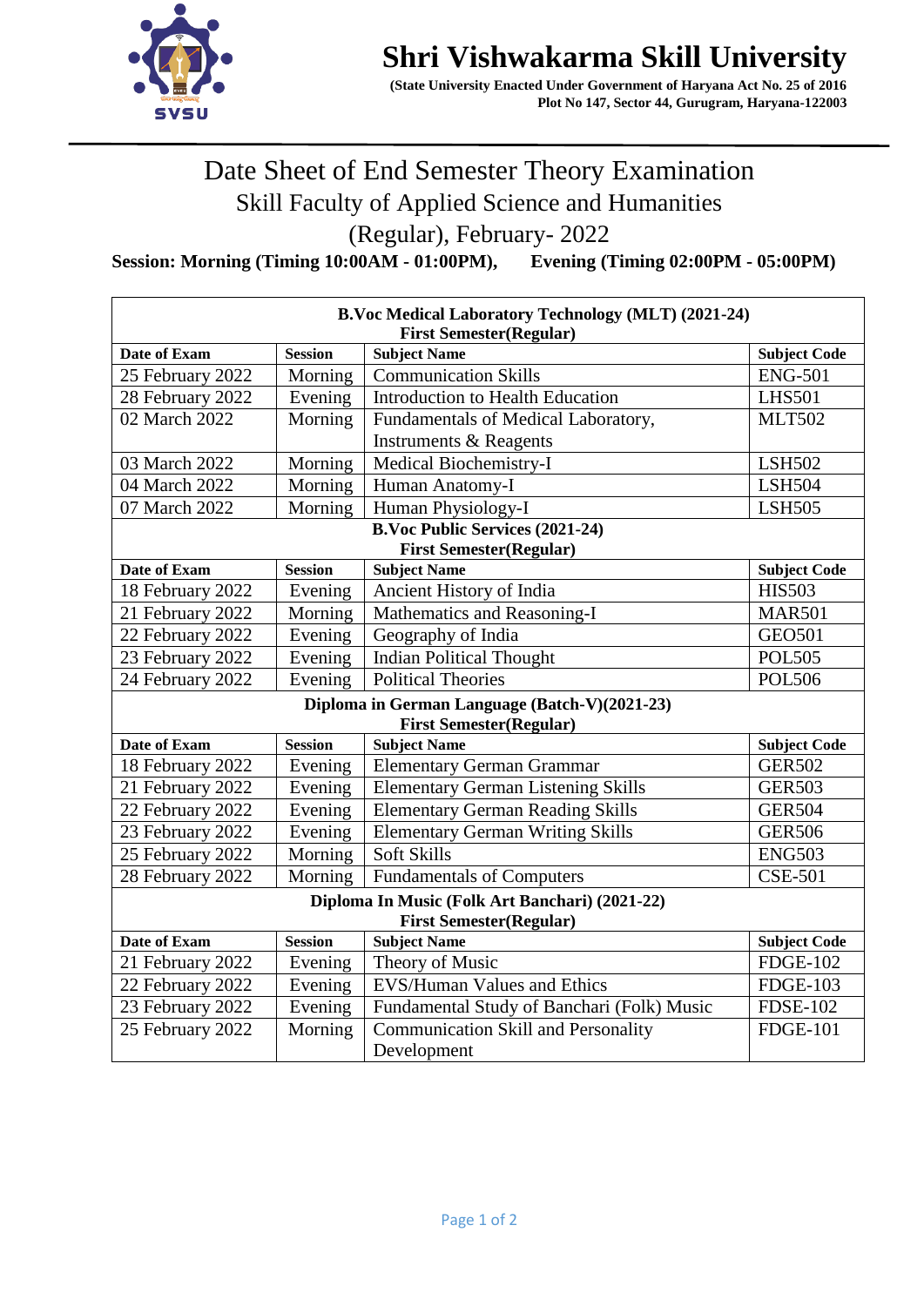# Shri Vishwakarma Skill University

**(State University Enacted Under Government of Haryana Act No. 25 of 2016**
**Plot No 147, Sector 44, Gurugram, Haryana-122003**

## Date Sheet of End Semester Theory Examination

### Skill Faculty of Applied Science and Humanities

### (Regular), February- 2022

**Session: Morning (Timing 10:00AM - 01:00PM), Evening (Timing 02:00PM - 05:00PM)**

| **B.Voc Medical Laboratory Technology (MLT) (2021-24) First Semester(Regular)** | | | |
|---|---|---|---|
| **Date of Exam** | **Session** | **Subject Name** | **Subject Code** |
| 25 February 2022 | Morning | Communication Skills | ENG-501 |
| 28 February 2022 | Evening | Introduction to Health Education | LHS501 |
| 02 March 2022 | Morning | Fundamentals of Medical Laboratory, Instruments & Reagents | MLT502 |
| 03 March 2022 | Morning | Medical Biochemistry-I | LSH502 |
| 04 March 2022 | Morning | Human Anatomy-I | LSH504 |
| 07 March 2022 | Morning | Human Physiology-I | LSH505 |
| **B.Voc Public Services (2021-24) First Semester(Regular)** | | | |
| **Date of Exam** | **Session** | **Subject Name** | **Subject Code** |
| 18 February 2022 | Evening | Ancient History of India | HIS503 |
| 21 February 2022 | Morning | Mathematics and Reasoning-I | MAR501 |
| 22 February 2022 | Evening | Geography of India | GEO501 |
| 23 February 2022 | Evening | Indian Political Thought | POL505 |
| 24 February 2022 | Evening | Political Theories | POL506 |
| **Diploma in German Language (Batch-V)(2021-23) First Semester(Regular)** | | | |
| **Date of Exam** | **Session** | **Subject Name** | **Subject Code** |
| 18 February 2022 | Evening | Elementary German Grammar | GER502 |
| 21 February 2022 | Evening | Elementary German Listening Skills | GER503 |
| 22 February 2022 | Evening | Elementary German Reading Skills | GER504 |
| 23 February 2022 | Evening | Elementary German Writing Skills | GER506 |
| 25 February 2022 | Morning | Soft Skills | ENG503 |
| 28 February 2022 | Morning | Fundamentals of Computers | CSE-501 |
| **Diploma In Music (Folk Art Banchari) (2021-22) First Semester(Regular)** | | | |
| **Date of Exam** | **Session** | **Subject Name** | **Subject Code** |
| 21 February 2022 | Evening | Theory of Music | FDGE-102 |
| 22 February 2022 | Evening | EVS/Human Values and Ethics | FDGE-103 |
| 23 February 2022 | Evening | Fundamental Study of Banchari (Folk) Music | FDSE-102 |
| 25 February 2022 | Morning | Communication Skill and Personality Development | FDGE-101 |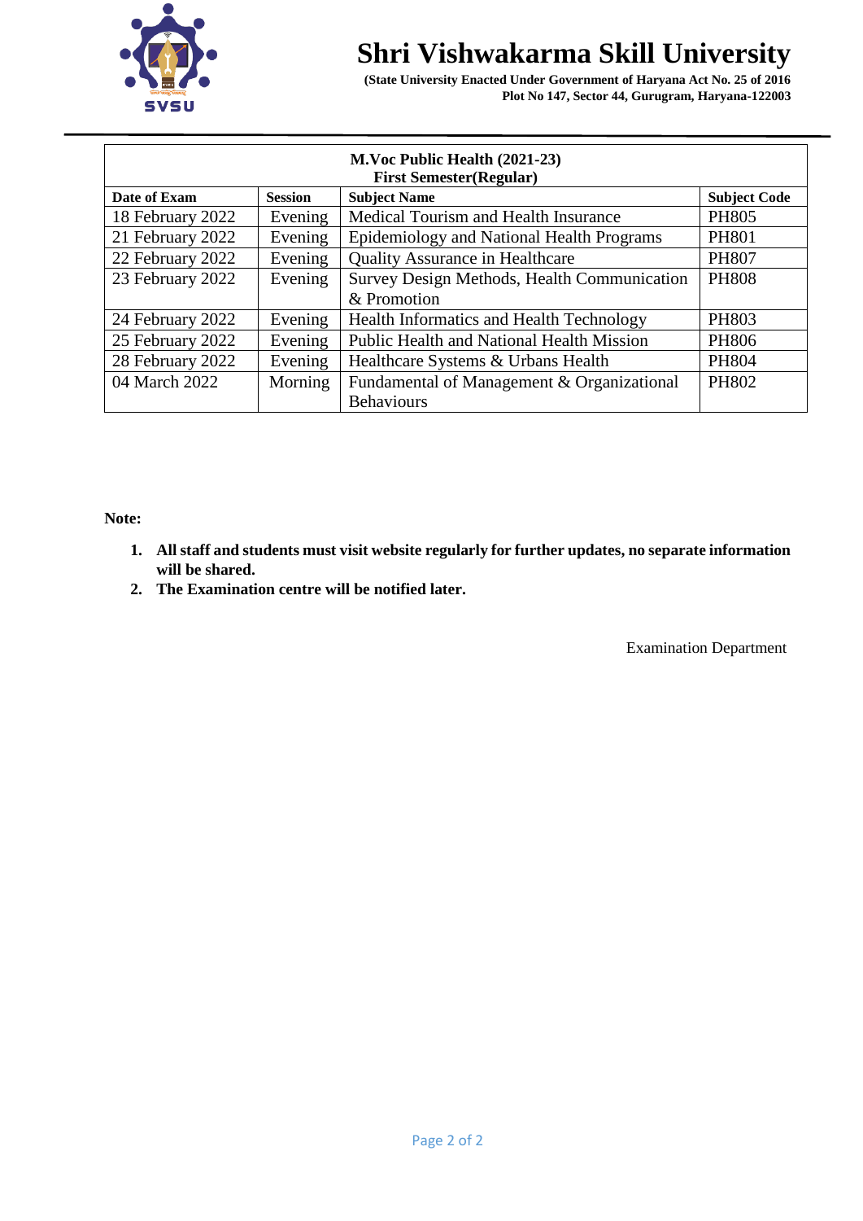# Shri Vishwakarma Skill University

**(State University Enacted Under Government of Haryana Act No. 25 of 2016**
**Plot No 147, Sector 44, Gurugram, Haryana-122003**

| **M.Voc Public Health (2021-23)** **First Semester(Regular)** | | | |
|---|---|---|---|
| **Date of Exam** | **Session** | **Subject Name** | **Subject Code** |
| 18 February 2022 | Evening | Medical Tourism and Health Insurance | PH805 |
| 21 February 2022 | Evening | Epidemiology and National Health Programs | PH801 |
| 22 February 2022 | Evening | Quality Assurance in Healthcare | PH807 |
| 23 February 2022 | Evening | Survey Design Methods, Health Communication & Promotion | PH808 |
| 24 February 2022 | Evening | Health Informatics and Health Technology | PH803 |
| 25 February 2022 | Evening | Public Health and National Health Mission | PH806 |
| 28 February 2022 | Evening | Healthcare Systems & Urbans Health | PH804 |
| 04 March 2022 | Morning | Fundamental of Management & Organizational Behaviours | PH802 |

**Note:**

1. **All staff and students must visit website regularly for further updates, no separate information will be shared.**
2. **The Examination centre will be notified later.**

Examination Department